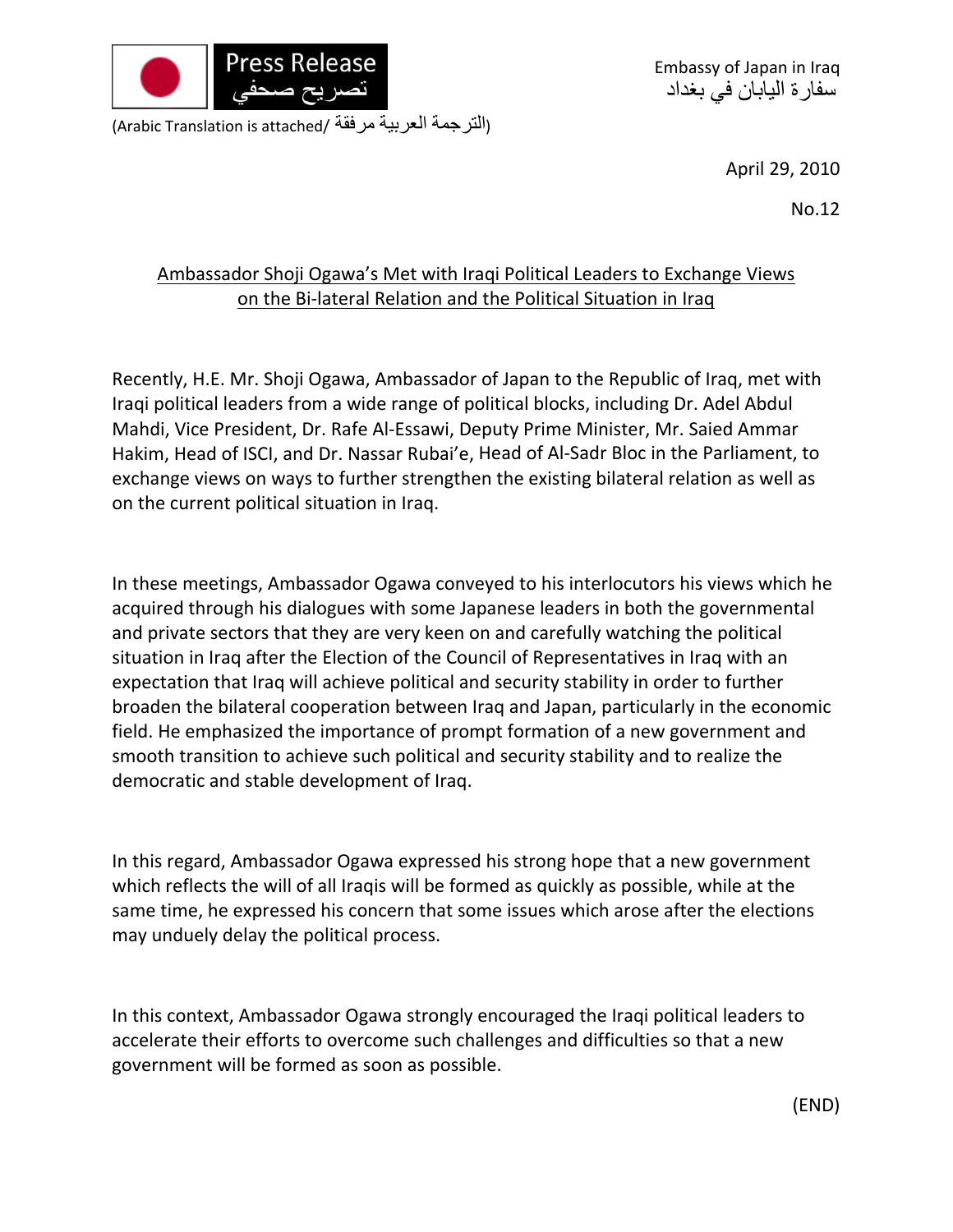Press Release
تصريح صحفي

Embassy of Japan in Iraq
سفارة اليابان في بغداد

(Arabic Translation is attached/ الترجمة العربية مرفقة)

April 29, 2010

No.12

## Ambassador Shoji Ogawa's Met with Iraqi Political Leaders to Exchange Views on the Bi-lateral Relation and the Political Situation in Iraq

Recently, H.E. Mr. Shoji Ogawa, Ambassador of Japan to the Republic of Iraq, met with Iraqi political leaders from a wide range of political blocks, including Dr. Adel Abdul Mahdi, Vice President, Dr. Rafe Al-Essawi, Deputy Prime Minister, Mr. Saied Ammar Hakim, Head of ISCI, and Dr. Nassar Rubai'e, Head of Al-Sadr Bloc in the Parliament, to exchange views on ways to further strengthen the existing bilateral relation as well as on the current political situation in Iraq.

In these meetings, Ambassador Ogawa conveyed to his interlocutors his views which he acquired through his dialogues with some Japanese leaders in both the governmental and private sectors that they are very keen on and carefully watching the political situation in Iraq after the Election of the Council of Representatives in Iraq with an expectation that Iraq will achieve political and security stability in order to further broaden the bilateral cooperation between Iraq and Japan, particularly in the economic field. He emphasized the importance of prompt formation of a new government and smooth transition to achieve such political and security stability and to realize the democratic and stable development of Iraq.

In this regard, Ambassador Ogawa expressed his strong hope that a new government which reflects the will of all Iraqis will be formed as quickly as possible, while at the same time, he expressed his concern that some issues which arose after the elections may unduely delay the political process.

In this context, Ambassador Ogawa strongly encouraged the Iraqi political leaders to accelerate their efforts to overcome such challenges and difficulties so that a new government will be formed as soon as possible.

(END)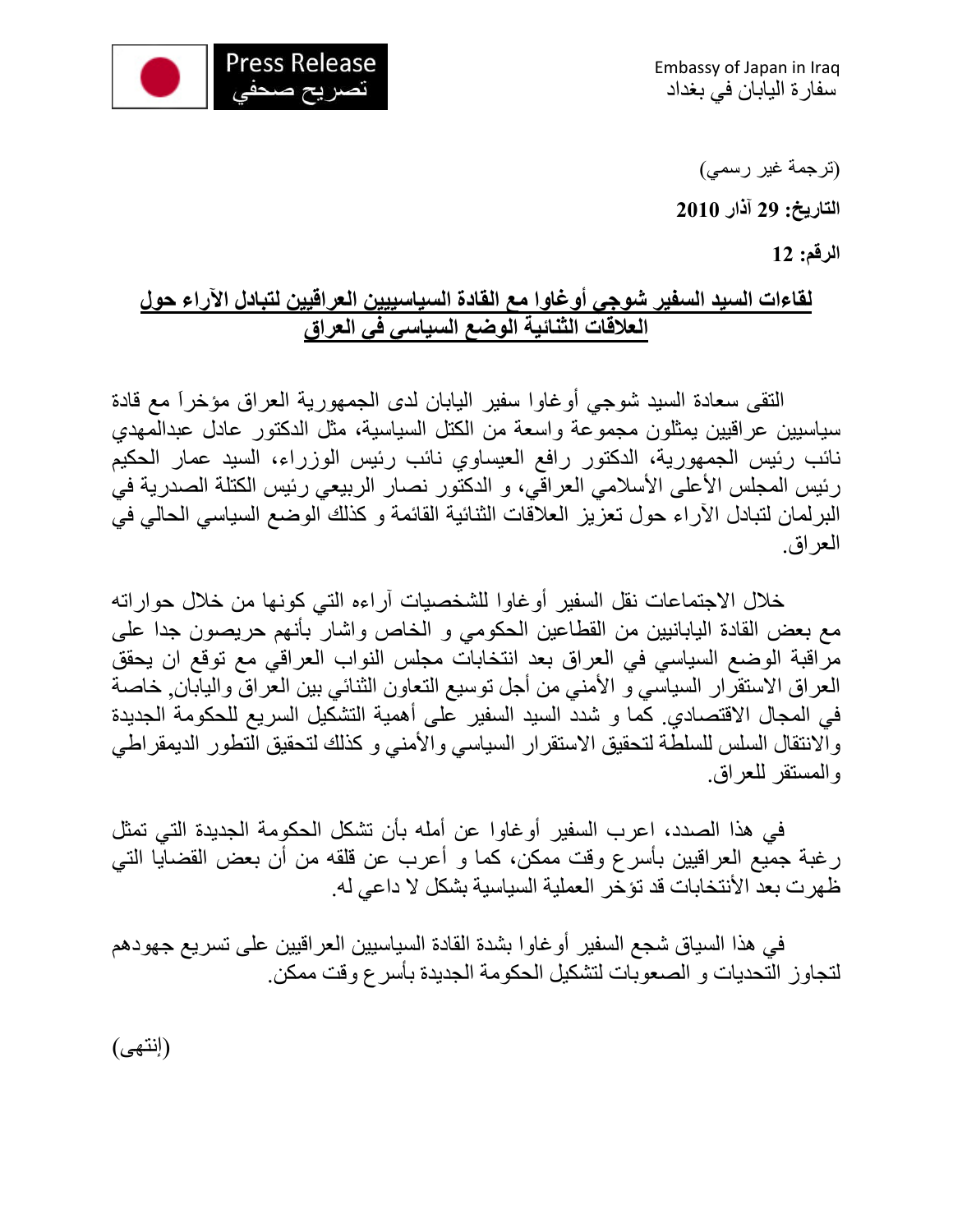Press Release
تصريح صحفي

Embassy of Japan in Iraq
سفارة اليابان في بغداد

(ترجمة غير رسمي)

**التاريخ: 29 آذار 2010**

**الرقم: 12**

## لقاءات السيد السفير شوجي أوغاوا مع القادة السياسيين العراقيين لتبادل الآراء حول العلاقات الثنائية الوضع السياسى فى العراق

التقى سعادة السيد شوجي أوغاوا سفير اليابان لدى الجمهورية العراق مؤخراً مع قادة سياسيين عراقيين يمثلون مجموعة واسعة من الكتل السياسية، مثل الدكتور عادل عبدالمهدي نائب رئيس الجمهورية، الدكتور رافع العيساوي نائب رئيس الوزراء، السيد عمار الحكيم رئيس المجلس الأعلى الأسلامي العراقي، و الدكتور نصار الربيعي رئيس الكتلة الصدرية في البرلمان لتبادل الآراء حول تعزيز العلاقات الثنائية القائمة و كذلك الوضع السياسي الحالي في العراق.

خلال الاجتماعات نقل السفير أوغاوا للشخصيات آراءه التي كونها من خلال حواراته مع بعض القادة اليابانيين من القطاعين الحكومي و الخاص واشار بأنهم حريصون جدا على مراقبة الوضع السياسي في العراق بعد انتخابات مجلس النواب العراقي مع توقع ان يحقق العراق الاستقرار السياسي و الأمني من أجل توسيع التعاون الثنائي بين العراق واليابان, خاصة في المجال الاقتصادي. كما و شدد السيد السفير على أهمية التشكيل السريع للحكومة الجديدة والانتقال السلس للسلطة لتحقيق الاستقرار السياسي والأمني و كذلك لتحقيق التطور الديمقراطي والمستقر للعراق.

في هذا الصدد، اعرب السفير أوغاوا عن أمله بأن تشكل الحكومة الجديدة التي تمثل رغبة جميع العراقيين بأسرع وقت ممكن، كما و أعرب عن قلقه من أن بعض القضايا التي ظهرت بعد الأنتخابات قد تؤخر العملية السياسية بشكل لا داعي له.

في هذا السياق شجع السفير أوغاوا بشدة القادة السياسيين العراقيين على تسريع جهودهم لتجاوز التحديات و الصعوبات لتشكيل الحكومة الجديدة بأسرع وقت ممكن.

(إنتهى)